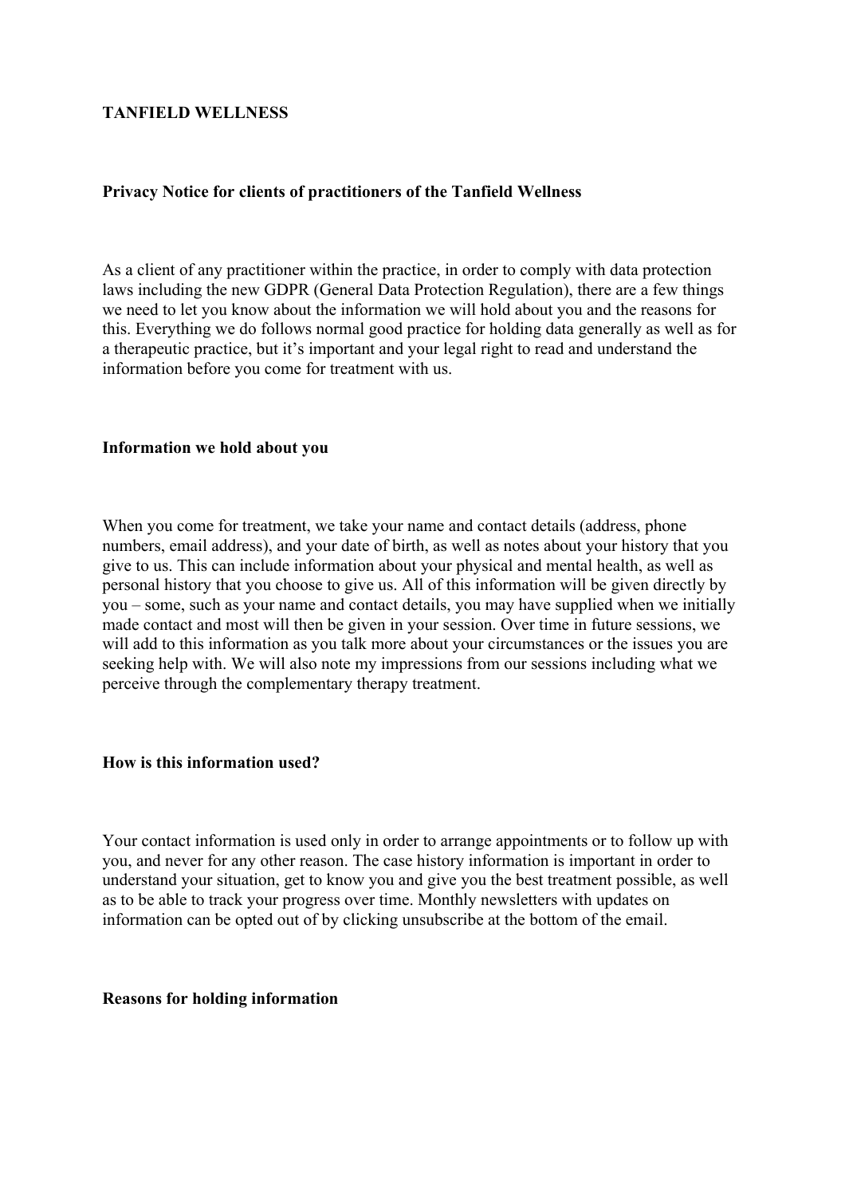**TANFIELD WELLNESS**

**Privacy Notice for clients of practitioners of the Tanfield Wellness**

As a client of any practitioner within the practice, in order to comply with data protection laws including the new GDPR (General Data Protection Regulation), there are a few things we need to let you know about the information we will hold about you and the reasons for this. Everything we do follows normal good practice for holding data generally as well as for a therapeutic practice, but it's important and your legal right to read and understand the information before you come for treatment with us.

**Information we hold about you**

When you come for treatment, we take your name and contact details (address, phone numbers, email address), and your date of birth, as well as notes about your history that you give to us. This can include information about your physical and mental health, as well as personal history that you choose to give us. All of this information will be given directly by you – some, such as your name and contact details, you may have supplied when we initially made contact and most will then be given in your session. Over time in future sessions, we will add to this information as you talk more about your circumstances or the issues you are seeking help with. We will also note my impressions from our sessions including what we perceive through the complementary therapy treatment.

**How is this information used?**

Your contact information is used only in order to arrange appointments or to follow up with you, and never for any other reason. The case history information is important in order to understand your situation, get to know you and give you the best treatment possible, as well as to be able to track your progress over time. Monthly newsletters with updates on information can be opted out of by clicking unsubscribe at the bottom of the email.

**Reasons for holding information**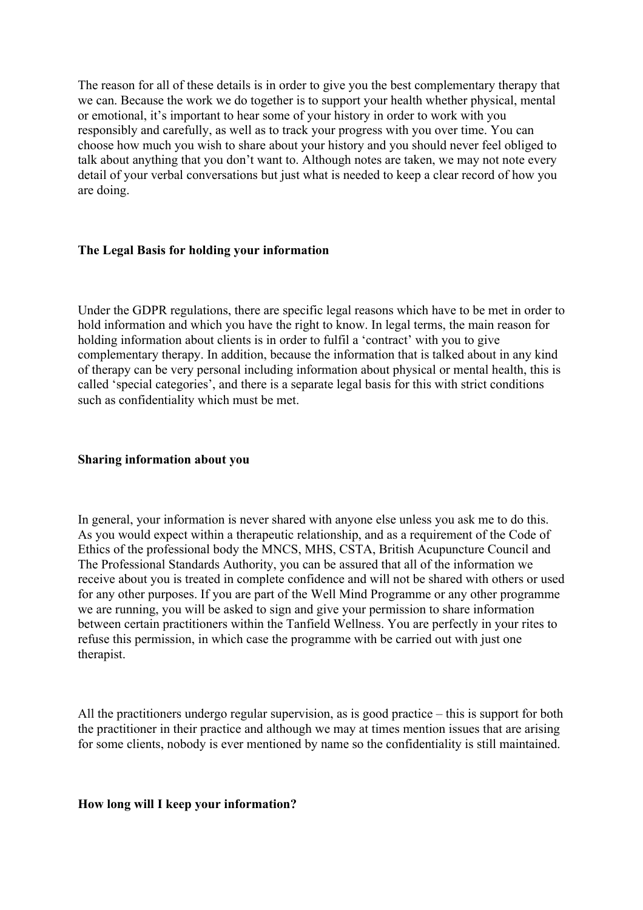The reason for all of these details is in order to give you the best complementary therapy that we can. Because the work we do together is to support your health whether physical, mental or emotional, it's important to hear some of your history in order to work with you responsibly and carefully, as well as to track your progress with you over time. You can choose how much you wish to share about your history and you should never feel obliged to talk about anything that you don't want to. Although notes are taken, we may not note every detail of your verbal conversations but just what is needed to keep a clear record of how you are doing.

**The Legal Basis for holding your information**

Under the GDPR regulations, there are specific legal reasons which have to be met in order to hold information and which you have the right to know. In legal terms, the main reason for holding information about clients is in order to fulfil a 'contract' with you to give complementary therapy. In addition, because the information that is talked about in any kind of therapy can be very personal including information about physical or mental health, this is called 'special categories', and there is a separate legal basis for this with strict conditions such as confidentiality which must be met.

**Sharing information about you**

In general, your information is never shared with anyone else unless you ask me to do this. As you would expect within a therapeutic relationship, and as a requirement of the Code of Ethics of the professional body the MNCS, MHS, CSTA, British Acupuncture Council and The Professional Standards Authority, you can be assured that all of the information we receive about you is treated in complete confidence and will not be shared with others or used for any other purposes. If you are part of the Well Mind Programme or any other programme we are running, you will be asked to sign and give your permission to share information between certain practitioners within the Tanfield Wellness. You are perfectly in your rites to refuse this permission, in which case the programme with be carried out with just one therapist.

All the practitioners undergo regular supervision, as is good practice – this is support for both the practitioner in their practice and although we may at times mention issues that are arising for some clients, nobody is ever mentioned by name so the confidentiality is still maintained.

**How long will I keep your information?**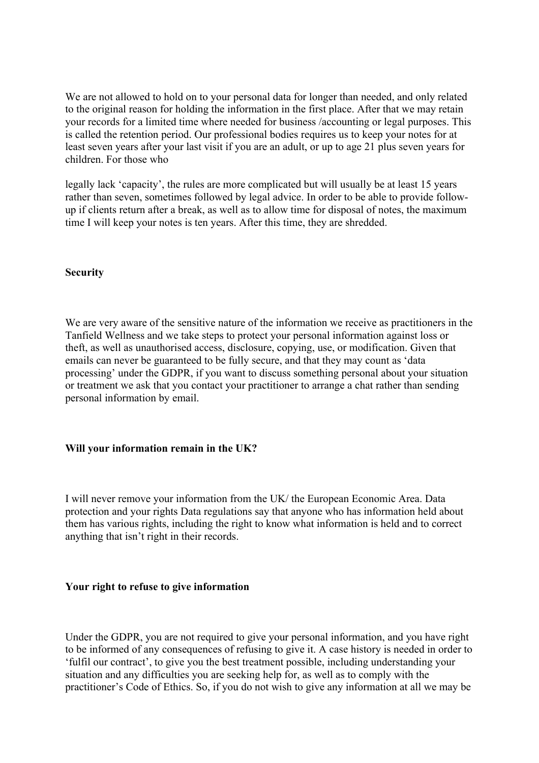We are not allowed to hold on to your personal data for longer than needed, and only related to the original reason for holding the information in the first place. After that we may retain your records for a limited time where needed for business /accounting or legal purposes. This is called the retention period. Our professional bodies requires us to keep your notes for at least seven years after your last visit if you are an adult, or up to age 21 plus seven years for children. For those who

legally lack 'capacity', the rules are more complicated but will usually be at least 15 years rather than seven, sometimes followed by legal advice. In order to be able to provide follow-up if clients return after a break, as well as to allow time for disposal of notes, the maximum time I will keep your notes is ten years. After this time, they are shredded.

**Security**

We are very aware of the sensitive nature of the information we receive as practitioners in the Tanfield Wellness and we take steps to protect your personal information against loss or theft, as well as unauthorised access, disclosure, copying, use, or modification. Given that emails can never be guaranteed to be fully secure, and that they may count as 'data processing' under the GDPR, if you want to discuss something personal about your situation or treatment we ask that you contact your practitioner to arrange a chat rather than sending personal information by email.

**Will your information remain in the UK?**

I will never remove your information from the UK/ the European Economic Area. Data protection and your rights Data regulations say that anyone who has information held about them has various rights, including the right to know what information is held and to correct anything that isn't right in their records.

**Your right to refuse to give information**

Under the GDPR, you are not required to give your personal information, and you have right to be informed of any consequences of refusing to give it. A case history is needed in order to 'fulfil our contract', to give you the best treatment possible, including understanding your situation and any difficulties you are seeking help for, as well as to comply with the practitioner's Code of Ethics. So, if you do not wish to give any information at all we may be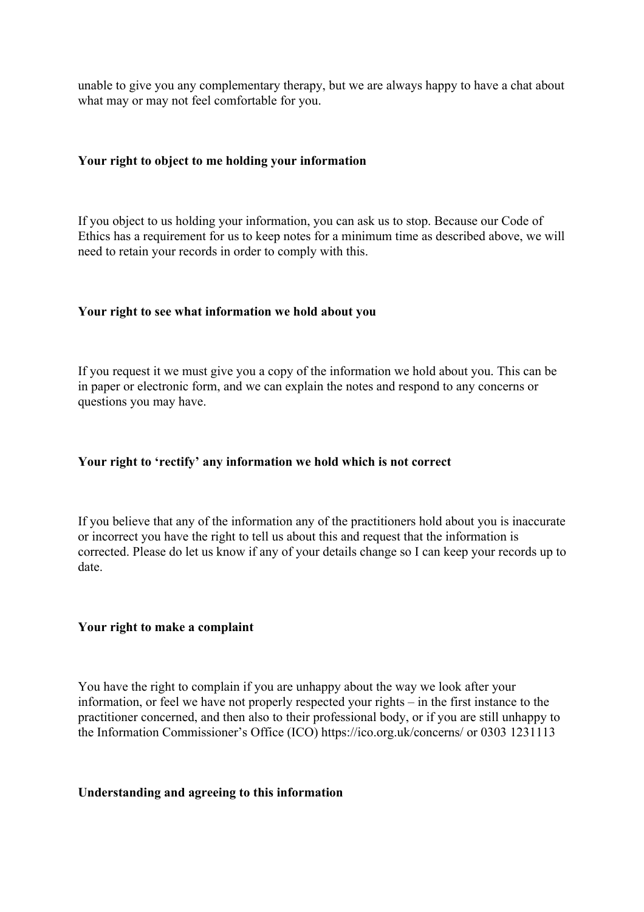unable to give you any complementary therapy, but we are always happy to have a chat about what may or may not feel comfortable for you.

**Your right to object to me holding your information**

If you object to us holding your information, you can ask us to stop. Because our Code of Ethics has a requirement for us to keep notes for a minimum time as described above, we will need to retain your records in order to comply with this.

**Your right to see what information we hold about you**

If you request it we must give you a copy of the information we hold about you. This can be in paper or electronic form, and we can explain the notes and respond to any concerns or questions you may have.

**Your right to 'rectify' any information we hold which is not correct**

If you believe that any of the information any of the practitioners hold about you is inaccurate or incorrect you have the right to tell us about this and request that the information is corrected. Please do let us know if any of your details change so I can keep your records up to date.

**Your right to make a complaint**

You have the right to complain if you are unhappy about the way we look after your information, or feel we have not properly respected your rights – in the first instance to the practitioner concerned, and then also to their professional body, or if you are still unhappy to the Information Commissioner's Office (ICO) https://ico.org.uk/concerns/ or 0303 1231113

**Understanding and agreeing to this information**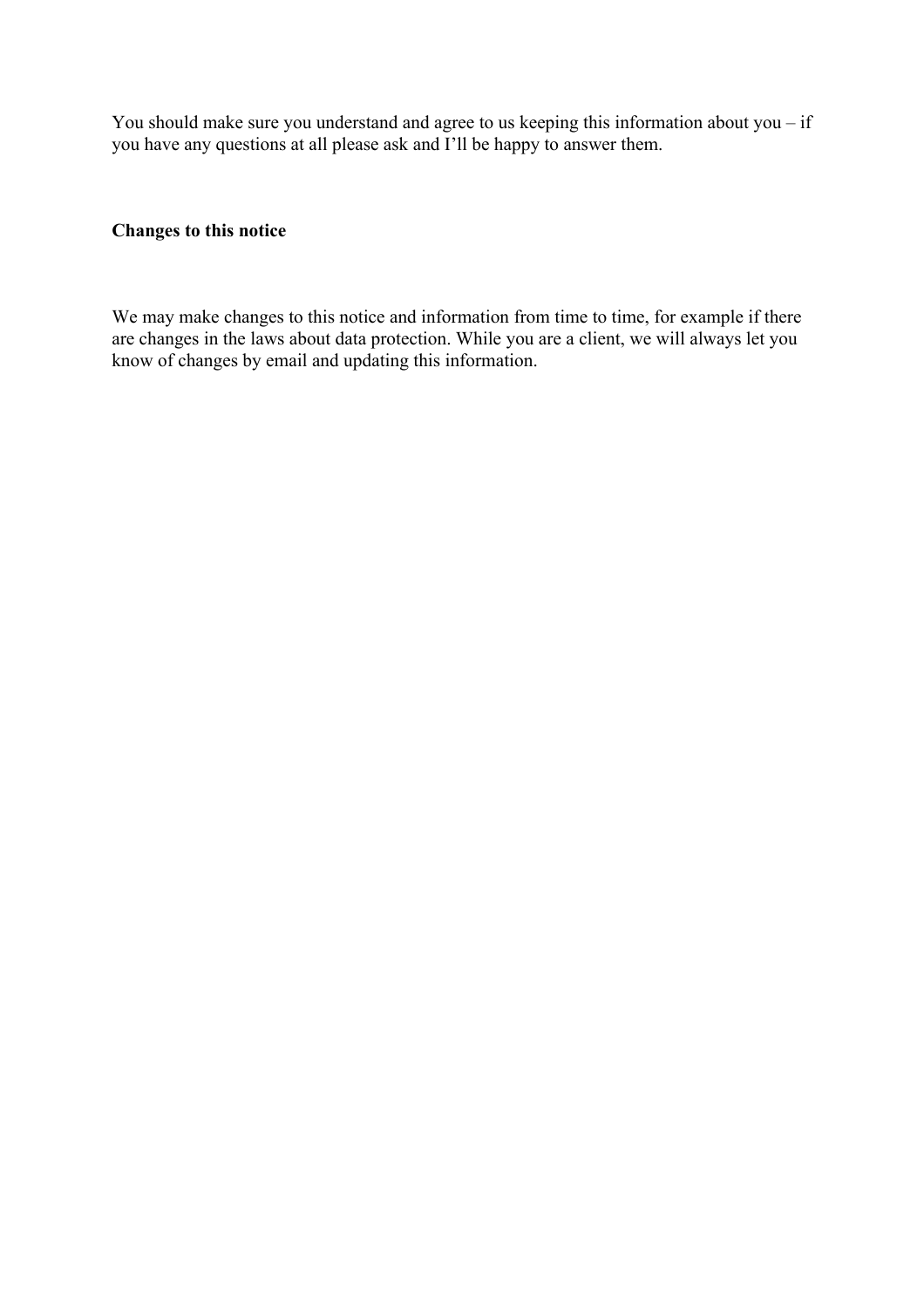You should make sure you understand and agree to us keeping this information about you – if you have any questions at all please ask and I'll be happy to answer them.

**Changes to this notice**

We may make changes to this notice and information from time to time, for example if there are changes in the laws about data protection. While you are a client, we will always let you know of changes by email and updating this information.